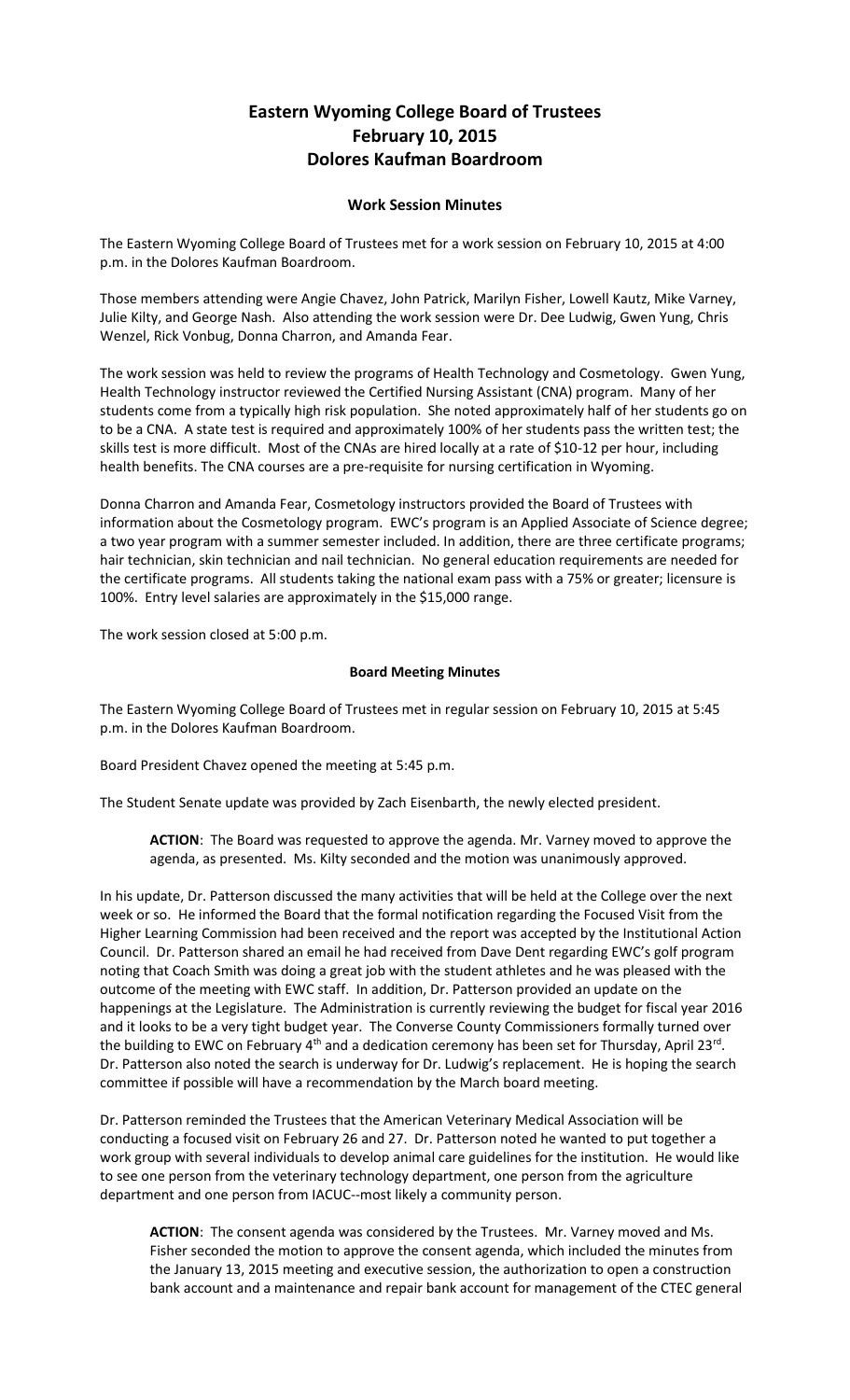# Eastern Wyoming College Board of Trustees
# February 10, 2015
# Dolores Kaufman Boardroom

### Work Session Minutes

The Eastern Wyoming College Board of Trustees met for a work session on February 10, 2015 at 4:00 p.m. in the Dolores Kaufman Boardroom.

Those members attending were Angie Chavez, John Patrick, Marilyn Fisher, Lowell Kautz, Mike Varney, Julie Kilty, and George Nash. Also attending the work session were Dr. Dee Ludwig, Gwen Yung, Chris Wenzel, Rick Vonbug, Donna Charron, and Amanda Fear.

The work session was held to review the programs of Health Technology and Cosmetology. Gwen Yung, Health Technology instructor reviewed the Certified Nursing Assistant (CNA) program. Many of her students come from a typically high risk population. She noted approximately half of her students go on to be a CNA. A state test is required and approximately 100% of her students pass the written test; the skills test is more difficult. Most of the CNAs are hired locally at a rate of $10-12 per hour, including health benefits. The CNA courses are a pre-requisite for nursing certification in Wyoming.

Donna Charron and Amanda Fear, Cosmetology instructors provided the Board of Trustees with information about the Cosmetology program. EWC's program is an Applied Associate of Science degree; a two year program with a summer semester included. In addition, there are three certificate programs; hair technician, skin technician and nail technician. No general education requirements are needed for the certificate programs. All students taking the national exam pass with a 75% or greater; licensure is 100%. Entry level salaries are approximately in the $15,000 range.

The work session closed at 5:00 p.m.

### Board Meeting Minutes

The Eastern Wyoming College Board of Trustees met in regular session on February 10, 2015 at 5:45 p.m. in the Dolores Kaufman Boardroom.

Board President Chavez opened the meeting at 5:45 p.m.

The Student Senate update was provided by Zach Eisenbarth, the newly elected president.

> **ACTION**: The Board was requested to approve the agenda. Mr. Varney moved to approve the agenda, as presented. Ms. Kilty seconded and the motion was unanimously approved.

In his update, Dr. Patterson discussed the many activities that will be held at the College over the next week or so. He informed the Board that the formal notification regarding the Focused Visit from the Higher Learning Commission had been received and the report was accepted by the Institutional Action Council. Dr. Patterson shared an email he had received from Dave Dent regarding EWC's golf program noting that Coach Smith was doing a great job with the student athletes and he was pleased with the outcome of the meeting with EWC staff. In addition, Dr. Patterson provided an update on the happenings at the Legislature. The Administration is currently reviewing the budget for fiscal year 2016 and it looks to be a very tight budget year. The Converse County Commissioners formally turned over the building to EWC on February 4th and a dedication ceremony has been set for Thursday, April 23rd. Dr. Patterson also noted the search is underway for Dr. Ludwig's replacement. He is hoping the search committee if possible will have a recommendation by the March board meeting.

Dr. Patterson reminded the Trustees that the American Veterinary Medical Association will be conducting a focused visit on February 26 and 27. Dr. Patterson noted he wanted to put together a work group with several individuals to develop animal care guidelines for the institution. He would like to see one person from the veterinary technology department, one person from the agriculture department and one person from IACUC--most likely a community person.

> **ACTION**: The consent agenda was considered by the Trustees. Mr. Varney moved and Ms. Fisher seconded the motion to approve the consent agenda, which included the minutes from the January 13, 2015 meeting and executive session, the authorization to open a construction bank account and a maintenance and repair bank account for management of the CTEC general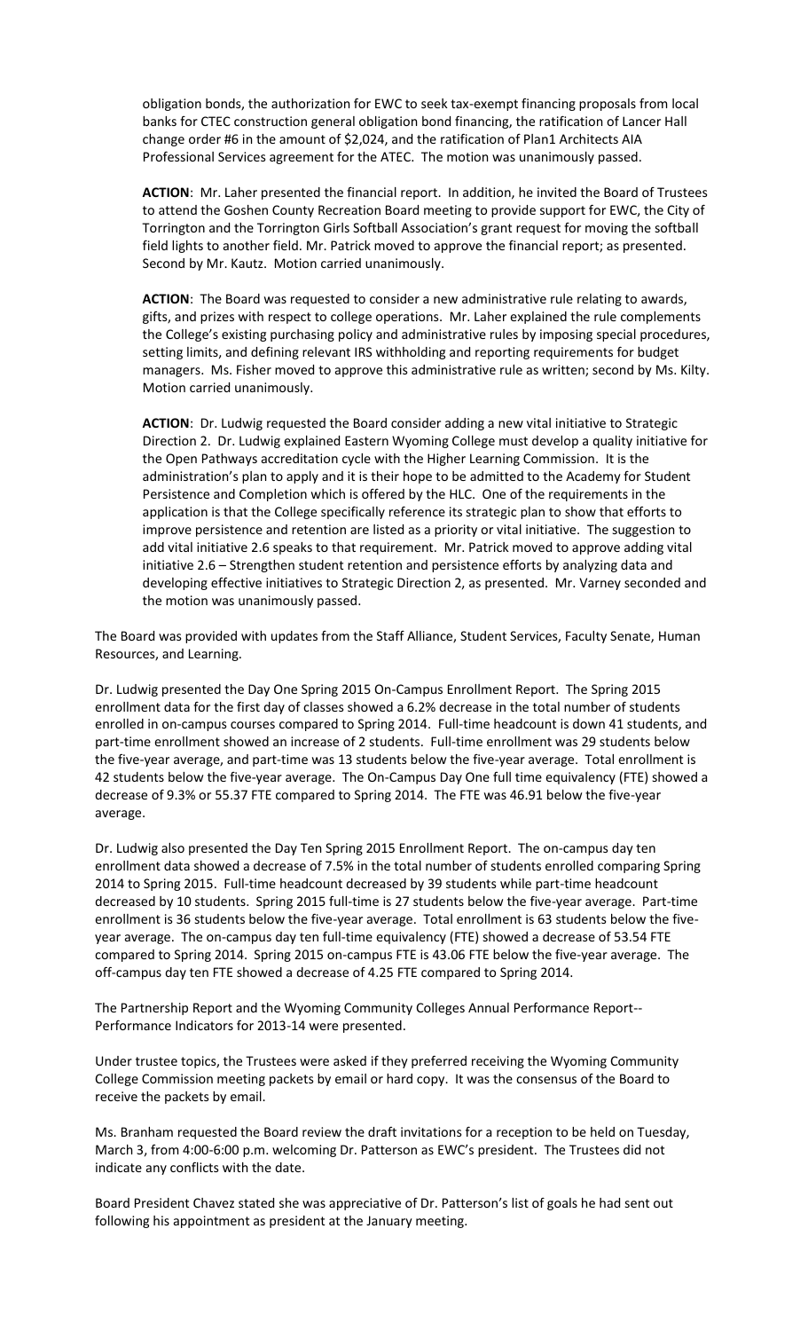obligation bonds, the authorization for EWC to seek tax-exempt financing proposals from local banks for CTEC construction general obligation bond financing, the ratification of Lancer Hall change order #6 in the amount of $2,024, and the ratification of Plan1 Architects AIA Professional Services agreement for the ATEC. The motion was unanimously passed.

**ACTION**: Mr. Laher presented the financial report. In addition, he invited the Board of Trustees to attend the Goshen County Recreation Board meeting to provide support for EWC, the City of Torrington and the Torrington Girls Softball Association's grant request for moving the softball field lights to another field. Mr. Patrick moved to approve the financial report; as presented. Second by Mr. Kautz. Motion carried unanimously.

**ACTION**: The Board was requested to consider a new administrative rule relating to awards, gifts, and prizes with respect to college operations. Mr. Laher explained the rule complements the College's existing purchasing policy and administrative rules by imposing special procedures, setting limits, and defining relevant IRS withholding and reporting requirements for budget managers. Ms. Fisher moved to approve this administrative rule as written; second by Ms. Kilty. Motion carried unanimously.

**ACTION**: Dr. Ludwig requested the Board consider adding a new vital initiative to Strategic Direction 2. Dr. Ludwig explained Eastern Wyoming College must develop a quality initiative for the Open Pathways accreditation cycle with the Higher Learning Commission. It is the administration's plan to apply and it is their hope to be admitted to the Academy for Student Persistence and Completion which is offered by the HLC. One of the requirements in the application is that the College specifically reference its strategic plan to show that efforts to improve persistence and retention are listed as a priority or vital initiative. The suggestion to add vital initiative 2.6 speaks to that requirement. Mr. Patrick moved to approve adding vital initiative 2.6 – Strengthen student retention and persistence efforts by analyzing data and developing effective initiatives to Strategic Direction 2, as presented. Mr. Varney seconded and the motion was unanimously passed.

The Board was provided with updates from the Staff Alliance, Student Services, Faculty Senate, Human Resources, and Learning.

Dr. Ludwig presented the Day One Spring 2015 On-Campus Enrollment Report. The Spring 2015 enrollment data for the first day of classes showed a 6.2% decrease in the total number of students enrolled in on-campus courses compared to Spring 2014. Full-time headcount is down 41 students, and part-time enrollment showed an increase of 2 students. Full-time enrollment was 29 students below the five-year average, and part-time was 13 students below the five-year average. Total enrollment is 42 students below the five-year average. The On-Campus Day One full time equivalency (FTE) showed a decrease of 9.3% or 55.37 FTE compared to Spring 2014. The FTE was 46.91 below the five-year average.

Dr. Ludwig also presented the Day Ten Spring 2015 Enrollment Report. The on-campus day ten enrollment data showed a decrease of 7.5% in the total number of students enrolled comparing Spring 2014 to Spring 2015. Full-time headcount decreased by 39 students while part-time headcount decreased by 10 students. Spring 2015 full-time is 27 students below the five-year average. Part-time enrollment is 36 students below the five-year average. Total enrollment is 63 students below the five-year average. The on-campus day ten full-time equivalency (FTE) showed a decrease of 53.54 FTE compared to Spring 2014. Spring 2015 on-campus FTE is 43.06 FTE below the five-year average. The off-campus day ten FTE showed a decrease of 4.25 FTE compared to Spring 2014.

The Partnership Report and the Wyoming Community Colleges Annual Performance Report-- Performance Indicators for 2013-14 were presented.

Under trustee topics, the Trustees were asked if they preferred receiving the Wyoming Community College Commission meeting packets by email or hard copy. It was the consensus of the Board to receive the packets by email.

Ms. Branham requested the Board review the draft invitations for a reception to be held on Tuesday, March 3, from 4:00-6:00 p.m. welcoming Dr. Patterson as EWC's president. The Trustees did not indicate any conflicts with the date.

Board President Chavez stated she was appreciative of Dr. Patterson's list of goals he had sent out following his appointment as president at the January meeting.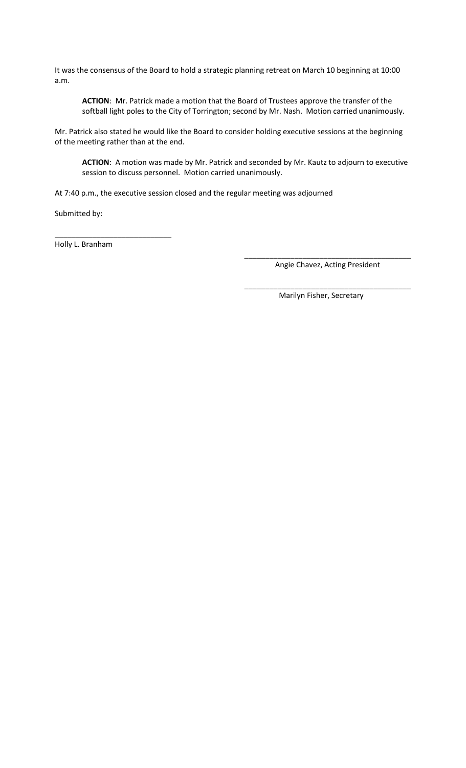It was the consensus of the Board to hold a strategic planning retreat on March 10 beginning at 10:00 a.m.

> **ACTION**: Mr. Patrick made a motion that the Board of Trustees approve the transfer of the softball light poles to the City of Torrington; second by Mr. Nash. Motion carried unanimously.

Mr. Patrick also stated he would like the Board to consider holding executive sessions at the beginning of the meeting rather than at the end.

> **ACTION**: A motion was made by Mr. Patrick and seconded by Mr. Kautz to adjourn to executive session to discuss personnel. Motion carried unanimously.

At 7:40 p.m., the executive session closed and the regular meeting was adjourned

Submitted by:

____________________________
Holly L. Branham

________________________________________
Angie Chavez, Acting President

________________________________________
Marilyn Fisher, Secretary